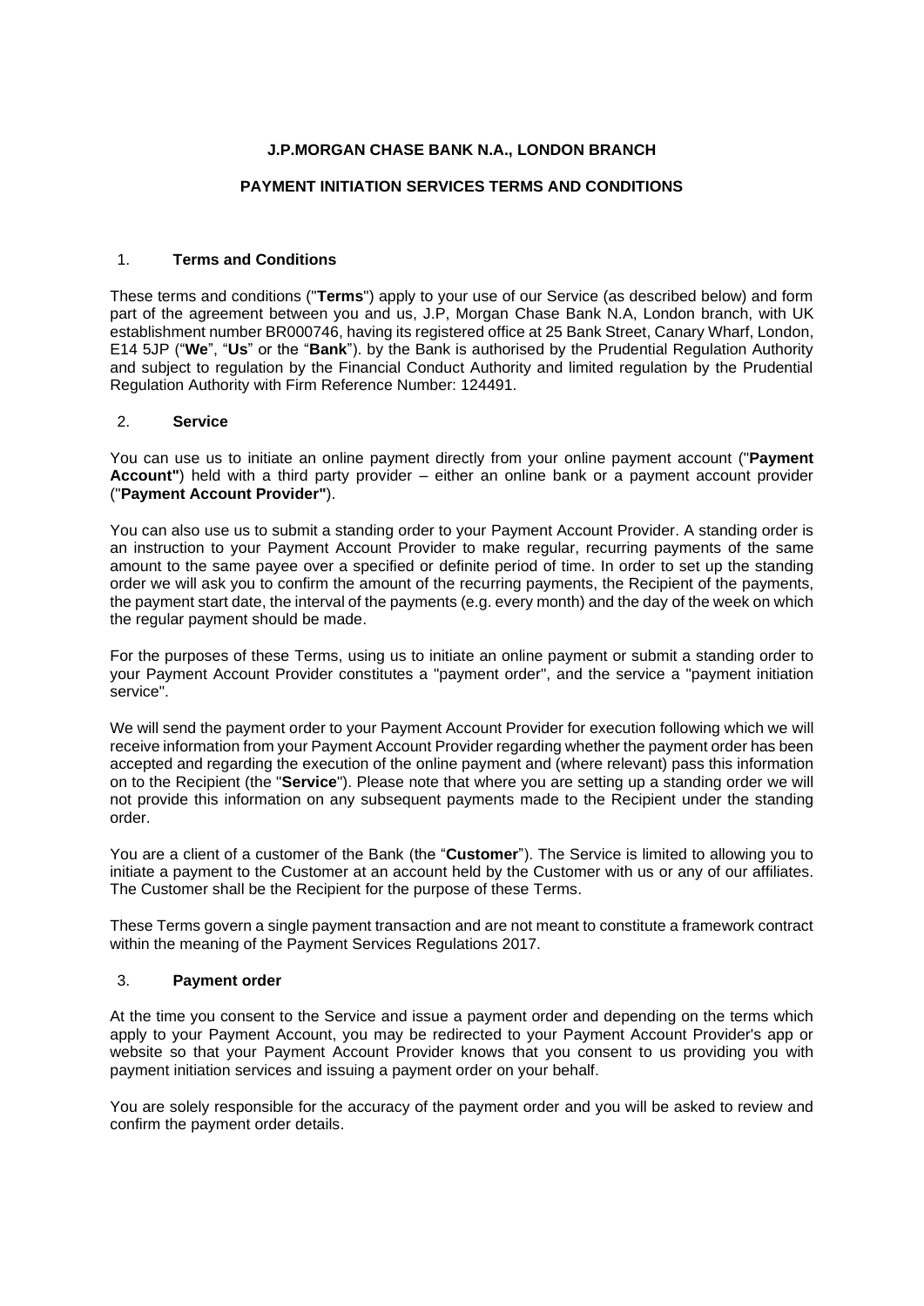**J.P.MORGAN CHASE BANK N.A., LONDON BRANCH**

**PAYMENT INITIATION SERVICES TERMS AND CONDITIONS**

## 1. Terms and Conditions

These terms and conditions ("**Terms**") apply to your use of our Service (as described below) and form part of the agreement between you and us, J.P, Morgan Chase Bank N.A, London branch, with UK establishment number BR000746, having its registered office at 25 Bank Street, Canary Wharf, London, E14 5JP ("**We**", "**Us**" or the "**Bank**"). by the Bank is authorised by the Prudential Regulation Authority and subject to regulation by the Financial Conduct Authority and limited regulation by the Prudential Regulation Authority with Firm Reference Number: 124491.

## 2. Service

You can use us to initiate an online payment directly from your online payment account ("**Payment Account"**) held with a third party provider – either an online bank or a payment account provider ("**Payment Account Provider"**).

You can also use us to submit a standing order to your Payment Account Provider. A standing order is an instruction to your Payment Account Provider to make regular, recurring payments of the same amount to the same payee over a specified or definite period of time. In order to set up the standing order we will ask you to confirm the amount of the recurring payments, the Recipient of the payments, the payment start date, the interval of the payments (e.g. every month) and the day of the week on which the regular payment should be made.

For the purposes of these Terms, using us to initiate an online payment or submit a standing order to your Payment Account Provider constitutes a "payment order", and the service a "payment initiation service".

We will send the payment order to your Payment Account Provider for execution following which we will receive information from your Payment Account Provider regarding whether the payment order has been accepted and regarding the execution of the online payment and (where relevant) pass this information on to the Recipient (the "**Service**"). Please note that where you are setting up a standing order we will not provide this information on any subsequent payments made to the Recipient under the standing order.

You are a client of a customer of the Bank (the "**Customer**"). The Service is limited to allowing you to initiate a payment to the Customer at an account held by the Customer with us or any of our affiliates. The Customer shall be the Recipient for the purpose of these Terms.

These Terms govern a single payment transaction and are not meant to constitute a framework contract within the meaning of the Payment Services Regulations 2017.

## 3. Payment order

At the time you consent to the Service and issue a payment order and depending on the terms which apply to your Payment Account, you may be redirected to your Payment Account Provider's app or website so that your Payment Account Provider knows that you consent to us providing you with payment initiation services and issuing a payment order on your behalf.

You are solely responsible for the accuracy of the payment order and you will be asked to review and confirm the payment order details.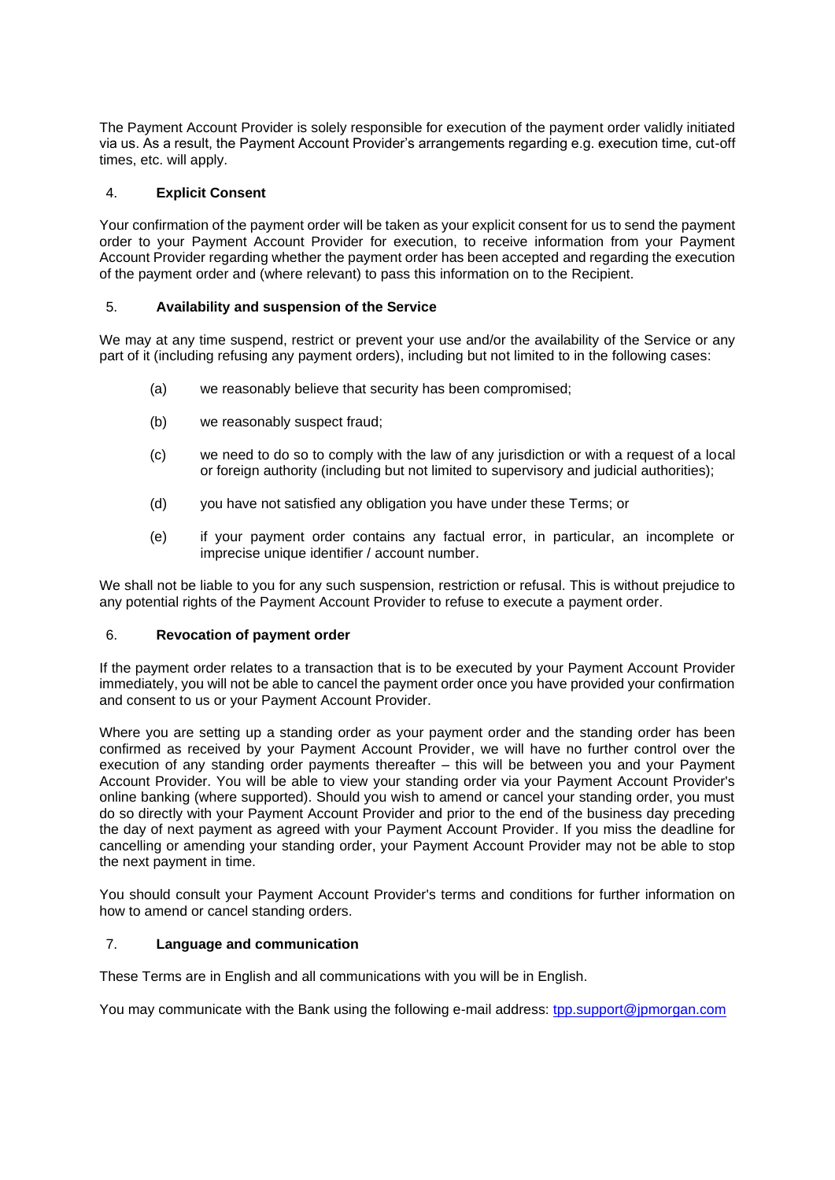The Payment Account Provider is solely responsible for execution of the payment order validly initiated via us. As a result, the Payment Account Provider's arrangements regarding e.g. execution time, cut-off times, etc. will apply.

## 4. Explicit Consent

Your confirmation of the payment order will be taken as your explicit consent for us to send the payment order to your Payment Account Provider for execution, to receive information from your Payment Account Provider regarding whether the payment order has been accepted and regarding the execution of the payment order and (where relevant) to pass this information on to the Recipient.

## 5. Availability and suspension of the Service

We may at any time suspend, restrict or prevent your use and/or the availability of the Service or any part of it (including refusing any payment orders), including but not limited to in the following cases:

(a) we reasonably believe that security has been compromised;

(b) we reasonably suspect fraud;

(c) we need to do so to comply with the law of any jurisdiction or with a request of a local or foreign authority (including but not limited to supervisory and judicial authorities);

(d) you have not satisfied any obligation you have under these Terms; or

(e) if your payment order contains any factual error, in particular, an incomplete or imprecise unique identifier / account number.

We shall not be liable to you for any such suspension, restriction or refusal. This is without prejudice to any potential rights of the Payment Account Provider to refuse to execute a payment order.

## 6. Revocation of payment order

If the payment order relates to a transaction that is to be executed by your Payment Account Provider immediately, you will not be able to cancel the payment order once you have provided your confirmation and consent to us or your Payment Account Provider.

Where you are setting up a standing order as your payment order and the standing order has been confirmed as received by your Payment Account Provider, we will have no further control over the execution of any standing order payments thereafter – this will be between you and your Payment Account Provider. You will be able to view your standing order via your Payment Account Provider's online banking (where supported). Should you wish to amend or cancel your standing order, you must do so directly with your Payment Account Provider and prior to the end of the business day preceding the day of next payment as agreed with your Payment Account Provider. If you miss the deadline for cancelling or amending your standing order, your Payment Account Provider may not be able to stop the next payment in time.

You should consult your Payment Account Provider's terms and conditions for further information on how to amend or cancel standing orders.

## 7. Language and communication

These Terms are in English and all communications with you will be in English.

You may communicate with the Bank using the following e-mail address: tpp.support@jpmorgan.com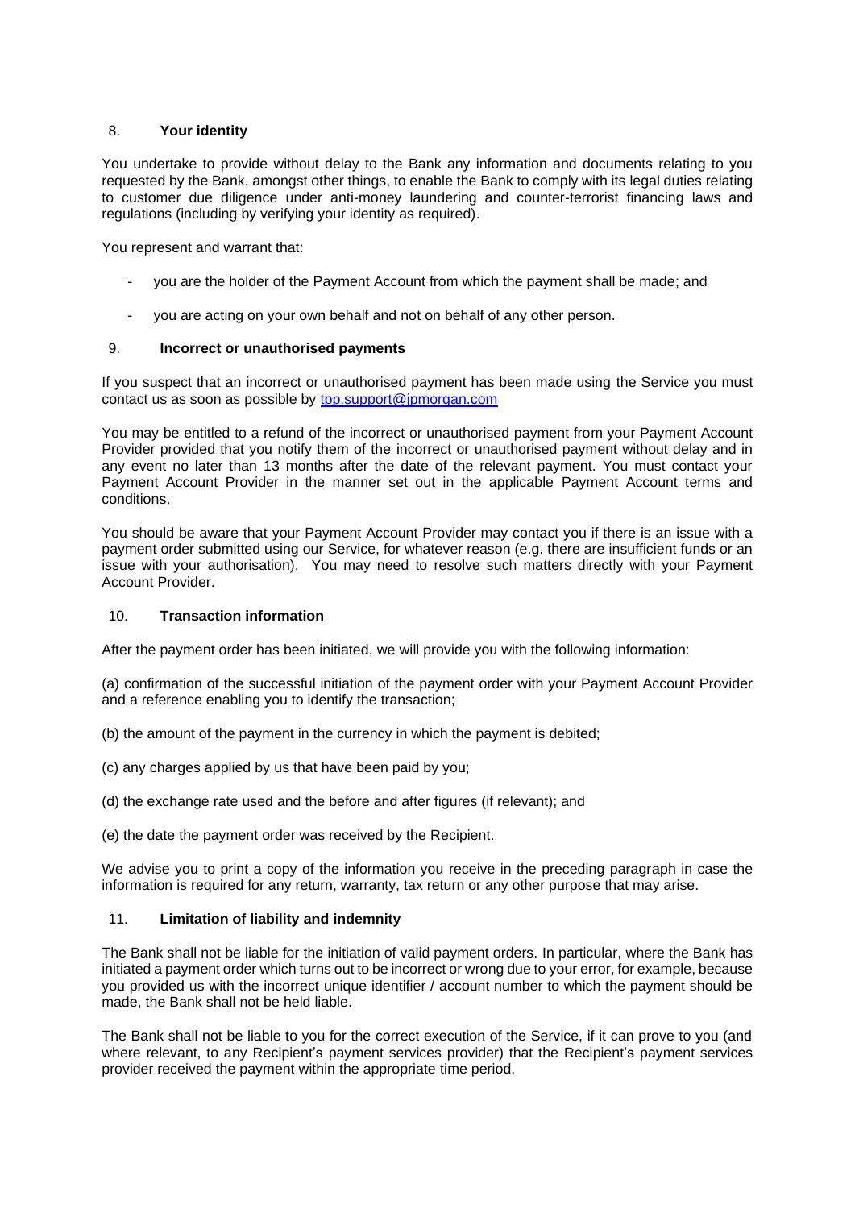## 8. Your identity

You undertake to provide without delay to the Bank any information and documents relating to you requested by the Bank, amongst other things, to enable the Bank to comply with its legal duties relating to customer due diligence under anti-money laundering and counter-terrorist financing laws and regulations (including by verifying your identity as required).

You represent and warrant that:

- you are the holder of the Payment Account from which the payment shall be made; and
- you are acting on your own behalf and not on behalf of any other person.

## 9. Incorrect or unauthorised payments

If you suspect that an incorrect or unauthorised payment has been made using the Service you must contact us as soon as possible by [tpp.support@jpmorgan.com](mailto:tpp.support@jpmorgan.com)

You may be entitled to a refund of the incorrect or unauthorised payment from your Payment Account Provider provided that you notify them of the incorrect or unauthorised payment without delay and in any event no later than 13 months after the date of the relevant payment. You must contact your Payment Account Provider in the manner set out in the applicable Payment Account terms and conditions.

You should be aware that your Payment Account Provider may contact you if there is an issue with a payment order submitted using our Service, for whatever reason (e.g. there are insufficient funds or an issue with your authorisation). You may need to resolve such matters directly with your Payment Account Provider.

## 10. Transaction information

After the payment order has been initiated, we will provide you with the following information:

(a) confirmation of the successful initiation of the payment order with your Payment Account Provider and a reference enabling you to identify the transaction;

(b) the amount of the payment in the currency in which the payment is debited;

(c) any charges applied by us that have been paid by you;

(d) the exchange rate used and the before and after figures (if relevant); and

(e) the date the payment order was received by the Recipient.

We advise you to print a copy of the information you receive in the preceding paragraph in case the information is required for any return, warranty, tax return or any other purpose that may arise.

## 11. Limitation of liability and indemnity

The Bank shall not be liable for the initiation of valid payment orders. In particular, where the Bank has initiated a payment order which turns out to be incorrect or wrong due to your error, for example, because you provided us with the incorrect unique identifier / account number to which the payment should be made, the Bank shall not be held liable.

The Bank shall not be liable to you for the correct execution of the Service, if it can prove to you (and where relevant, to any Recipient's payment services provider) that the Recipient's payment services provider received the payment within the appropriate time period.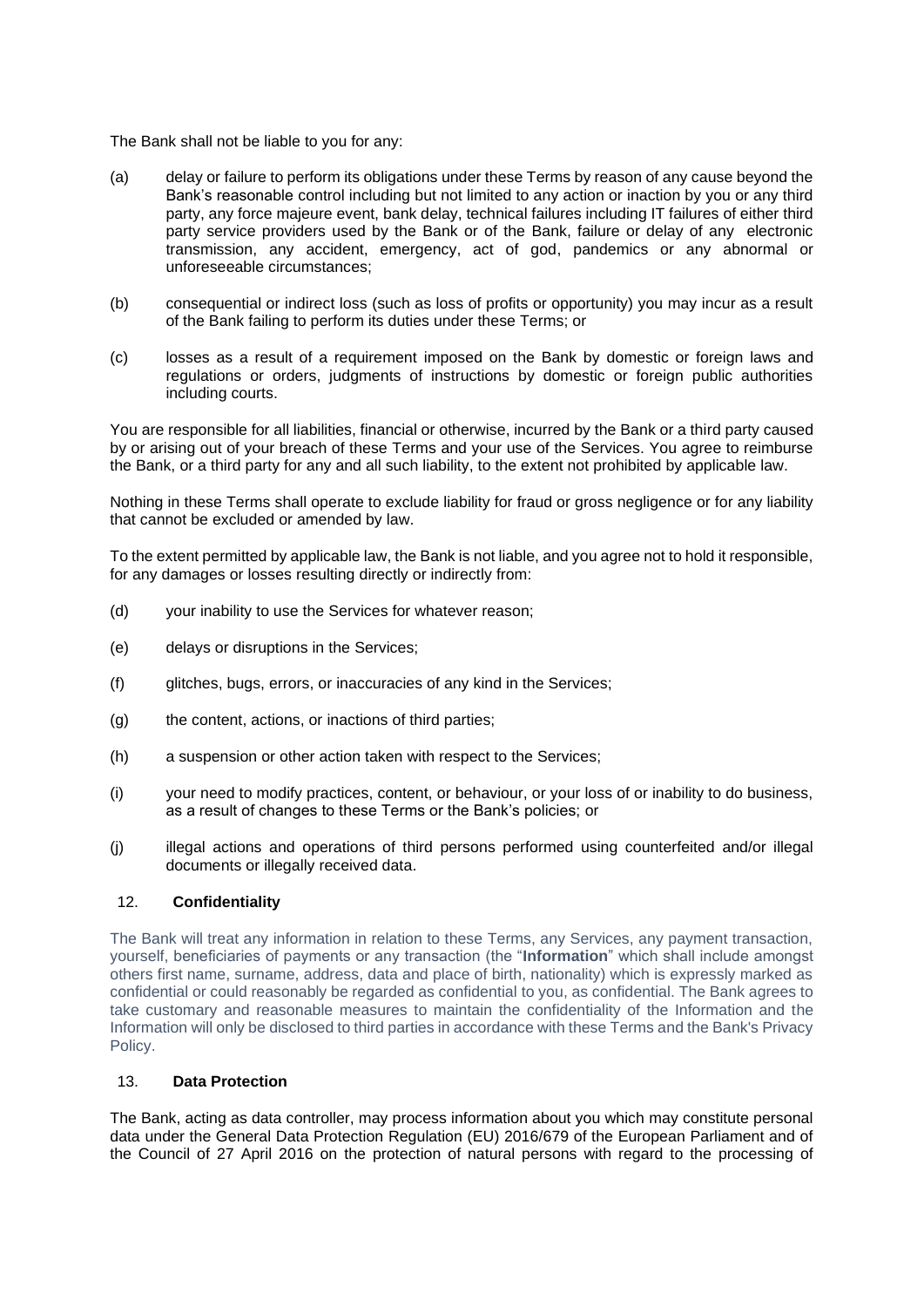The Bank shall not be liable to you for any:

(a) delay or failure to perform its obligations under these Terms by reason of any cause beyond the Bank's reasonable control including but not limited to any action or inaction by you or any third party, any force majeure event, bank delay, technical failures including IT failures of either third party service providers used by the Bank or of the Bank, failure or delay of any electronic transmission, any accident, emergency, act of god, pandemics or any abnormal or unforeseeable circumstances;

(b) consequential or indirect loss (such as loss of profits or opportunity) you may incur as a result of the Bank failing to perform its duties under these Terms; or

(c) losses as a result of a requirement imposed on the Bank by domestic or foreign laws and regulations or orders, judgments of instructions by domestic or foreign public authorities including courts.

You are responsible for all liabilities, financial or otherwise, incurred by the Bank or a third party caused by or arising out of your breach of these Terms and your use of the Services. You agree to reimburse the Bank, or a third party for any and all such liability, to the extent not prohibited by applicable law.

Nothing in these Terms shall operate to exclude liability for fraud or gross negligence or for any liability that cannot be excluded or amended by law.

To the extent permitted by applicable law, the Bank is not liable, and you agree not to hold it responsible, for any damages or losses resulting directly or indirectly from:

(d) your inability to use the Services for whatever reason;

(e) delays or disruptions in the Services;

(f) glitches, bugs, errors, or inaccuracies of any kind in the Services;

(g) the content, actions, or inactions of third parties;

(h) a suspension or other action taken with respect to the Services;

(i) your need to modify practices, content, or behaviour, or your loss of or inability to do business, as a result of changes to these Terms or the Bank's policies; or

(j) illegal actions and operations of third persons performed using counterfeited and/or illegal documents or illegally received data.

## 12. Confidentiality

The Bank will treat any information in relation to these Terms, any Services, any payment transaction, yourself, beneficiaries of payments or any transaction (the "**Information**" which shall include amongst others first name, surname, address, data and place of birth, nationality) which is expressly marked as confidential or could reasonably be regarded as confidential to you, as confidential. The Bank agrees to take customary and reasonable measures to maintain the confidentiality of the Information and the Information will only be disclosed to third parties in accordance with these Terms and the Bank's Privacy Policy.

## 13. Data Protection

The Bank, acting as data controller, may process information about you which may constitute personal data under the General Data Protection Regulation (EU) 2016/679 of the European Parliament and of the Council of 27 April 2016 on the protection of natural persons with regard to the processing of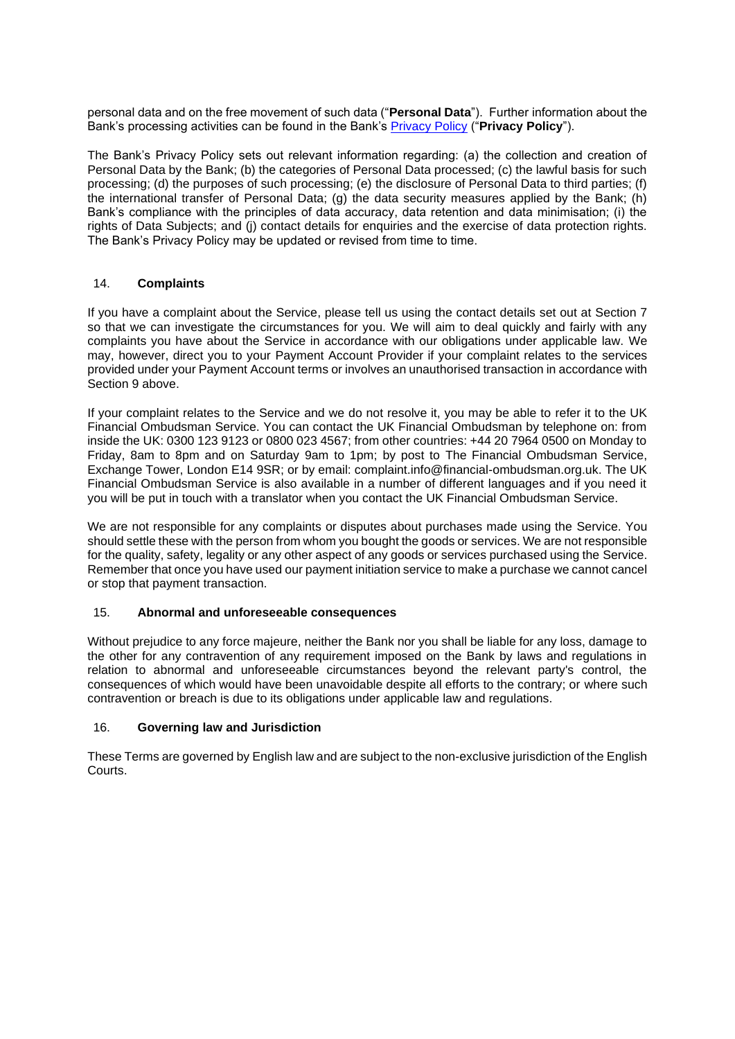personal data and on the free movement of such data ("**Personal Data**"). Further information about the Bank's processing activities can be found in the Bank's [Privacy Policy] ("**Privacy Policy**").

The Bank's Privacy Policy sets out relevant information regarding: (a) the collection and creation of Personal Data by the Bank; (b) the categories of Personal Data processed; (c) the lawful basis for such processing; (d) the purposes of such processing; (e) the disclosure of Personal Data to third parties; (f) the international transfer of Personal Data; (g) the data security measures applied by the Bank; (h) Bank's compliance with the principles of data accuracy, data retention and data minimisation; (i) the rights of Data Subjects; and (j) contact details for enquiries and the exercise of data protection rights. The Bank's Privacy Policy may be updated or revised from time to time.

## 14. Complaints

If you have a complaint about the Service, please tell us using the contact details set out at Section 7 so that we can investigate the circumstances for you. We will aim to deal quickly and fairly with any complaints you have about the Service in accordance with our obligations under applicable law. We may, however, direct you to your Payment Account Provider if your complaint relates to the services provided under your Payment Account terms or involves an unauthorised transaction in accordance with Section 9 above.

If your complaint relates to the Service and we do not resolve it, you may be able to refer it to the UK Financial Ombudsman Service. You can contact the UK Financial Ombudsman by telephone on: from inside the UK: 0300 123 9123 or 0800 023 4567; from other countries: +44 20 7964 0500 on Monday to Friday, 8am to 8pm and on Saturday 9am to 1pm; by post to The Financial Ombudsman Service, Exchange Tower, London E14 9SR; or by email: complaint.info@financial-ombudsman.org.uk. The UK Financial Ombudsman Service is also available in a number of different languages and if you need it you will be put in touch with a translator when you contact the UK Financial Ombudsman Service.

We are not responsible for any complaints or disputes about purchases made using the Service. You should settle these with the person from whom you bought the goods or services. We are not responsible for the quality, safety, legality or any other aspect of any goods or services purchased using the Service. Remember that once you have used our payment initiation service to make a purchase we cannot cancel or stop that payment transaction.

## 15. Abnormal and unforeseeable consequences

Without prejudice to any force majeure, neither the Bank nor you shall be liable for any loss, damage to the other for any contravention of any requirement imposed on the Bank by laws and regulations in relation to abnormal and unforeseeable circumstances beyond the relevant party's control, the consequences of which would have been unavoidable despite all efforts to the contrary; or where such contravention or breach is due to its obligations under applicable law and regulations.

## 16. Governing law and Jurisdiction

These Terms are governed by English law and are subject to the non-exclusive jurisdiction of the English Courts.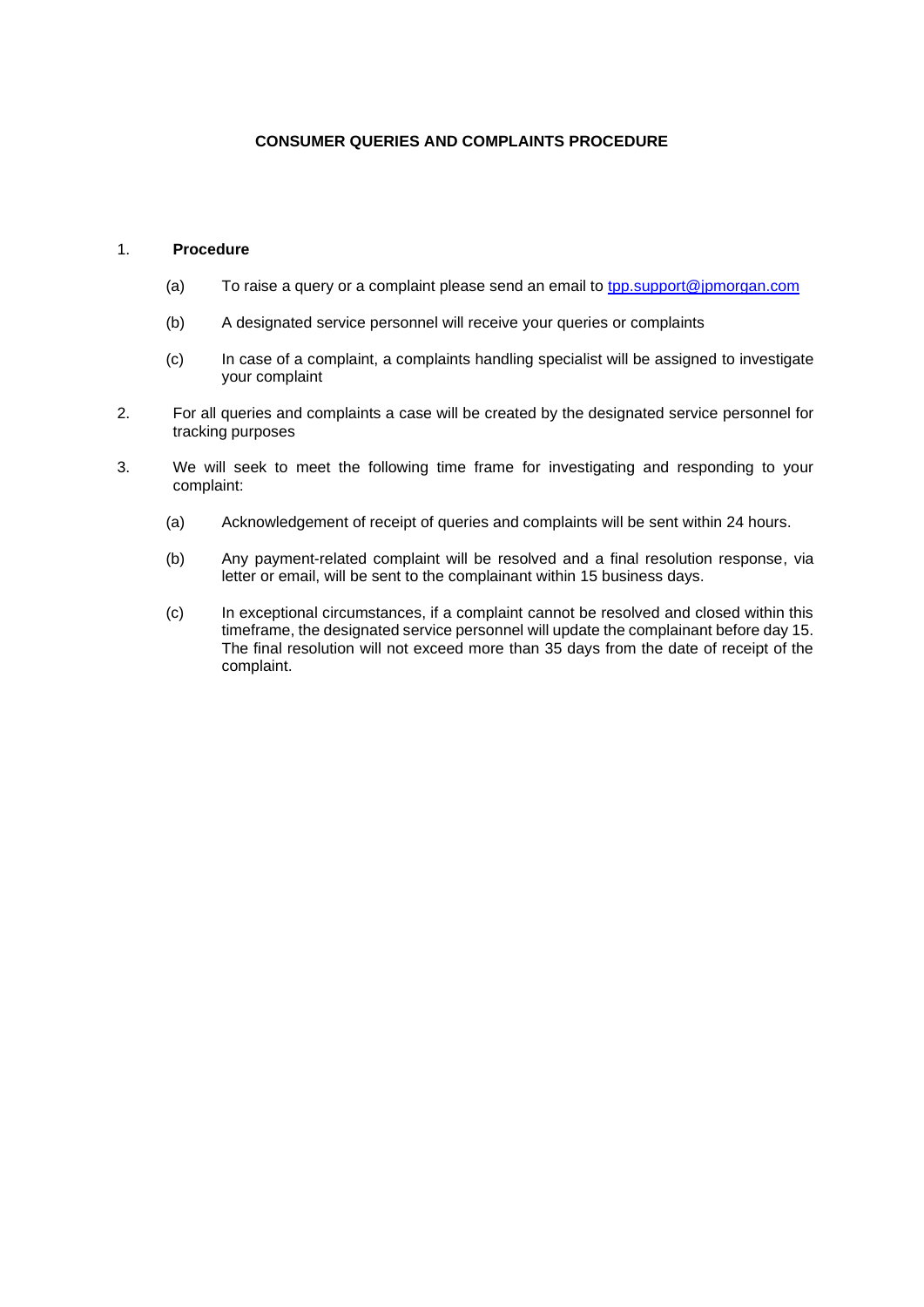**CONSUMER QUERIES AND COMPLAINTS PROCEDURE**

1. **Procedure**

   (a) To raise a query or a complaint please send an email to [tpp.support@jpmorgan.com](mailto:tpp.support@jpmorgan.com)

   (b) A designated service personnel will receive your queries or complaints

   (c) In case of a complaint, a complaints handling specialist will be assigned to investigate your complaint

2. For all queries and complaints a case will be created by the designated service personnel for tracking purposes

3. We will seek to meet the following time frame for investigating and responding to your complaint:

   (a) Acknowledgement of receipt of queries and complaints will be sent within 24 hours.

   (b) Any payment-related complaint will be resolved and a final resolution response, via letter or email, will be sent to the complainant within 15 business days.

   (c) In exceptional circumstances, if a complaint cannot be resolved and closed within this timeframe, the designated service personnel will update the complainant before day 15. The final resolution will not exceed more than 35 days from the date of receipt of the complaint.